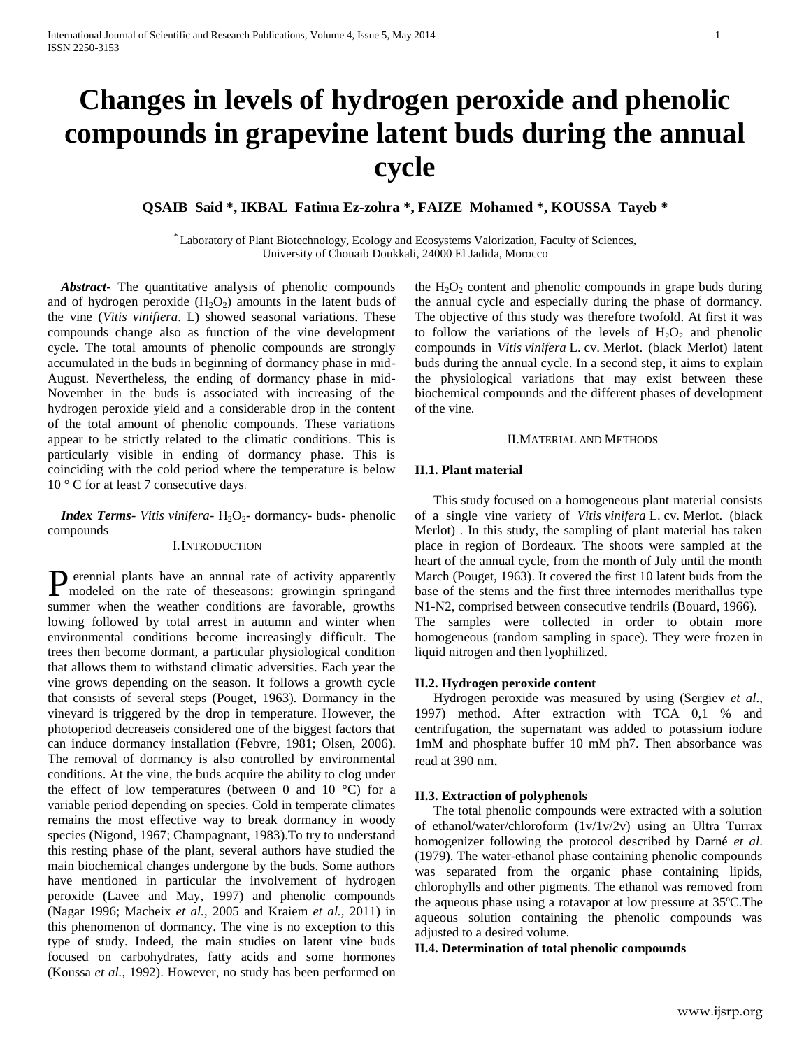# Changes in levels of hydrogen peroxide and phenolic compounds in grapevine latent buds during the annual cycle

**QSAIB Said \*, IKBAL Fatima Ez-zohra \*, FAIZE Mohamed \*, KOUSSA Tayeb \***

\* Laboratory of Plant Biotechnology, Ecology and Ecosystems Valorization, Faculty of Sciences, University of Chouaib Doukkali, 24000 El Jadida, Morocco

***Abstract-*** The quantitative analysis of phenolic compounds and of hydrogen peroxide ($H_2O_2$) amounts in the latent buds of the vine (*Vitis vinifiera*. L) showed seasonal variations. These compounds change also as function of the vine development cycle. The total amounts of phenolic compounds are strongly accumulated in the buds in beginning of dormancy phase in mid-August. Nevertheless, the ending of dormancy phase in mid-November in the buds is associated with increasing of the hydrogen peroxide yield and a considerable drop in the content of the total amount of phenolic compounds. These variations appear to be strictly related to the climatic conditions. This is particularly visible in ending of dormancy phase. This is coinciding with the cold period where the temperature is below 10 ° C for at least 7 consecutive days.

***Index Terms****- Vitis vinifera-* $H_2O_2$- dormancy- buds- phenolic compounds

## I. Introduction

Perennial plants have an annual rate of activity apparently modeled on the rate of theseasons: growingin springand summer when the weather conditions are favorable, growths lowing followed by total arrest in autumn and winter when environmental conditions become increasingly difficult. The trees then become dormant, a particular physiological condition that allows them to withstand climatic adversities. Each year the vine grows depending on the season. It follows a growth cycle that consists of several steps (Pouget, 1963). Dormancy in the vineyard is triggered by the drop in temperature. However, the photoperiod decreaseis considered one of the biggest factors that can induce dormancy installation (Febvre, 1981; Olsen, 2006). The removal of dormancy is also controlled by environmental conditions. At the vine, the buds acquire the ability to clog under the effect of low temperatures (between 0 and 10 °C) for a variable period depending on species. Cold in temperate climates remains the most effective way to break dormancy in woody species (Nigond, 1967; Champagnant, 1983).To try to understand this resting phase of the plant, several authors have studied the main biochemical changes undergone by the buds. Some authors have mentioned in particular the involvement of hydrogen peroxide (Lavee and May, 1997) and phenolic compounds (Nagar 1996; Macheix *et al.,* 2005 and Kraiem *et al.,* 2011) in this phenomenon of dormancy. The vine is no exception to this type of study. Indeed, the main studies on latent vine buds focused on carbohydrates, fatty acids and some hormones (Koussa *et al.,* 1992). However, no study has been performed on the $H_2O_2$ content and phenolic compounds in grape buds during the annual cycle and especially during the phase of dormancy. The objective of this study was therefore twofold. At first it was to follow the variations of the levels of $H_2O_2$ and phenolic compounds in *Vitis vinifera* L. cv. Merlot. (black Merlot) latent buds during the annual cycle. In a second step, it aims to explain the physiological variations that may exist between these biochemical compounds and the different phases of development of the vine.

## II. Material and Methods

### II.1. Plant material

This study focused on a homogeneous plant material consists of a single vine variety of *Vitis vinifera* L. cv. Merlot. (black Merlot) . In this study, the sampling of plant material has taken place in region of Bordeaux. The shoots were sampled at the heart of the annual cycle, from the month of July until the month March (Pouget, 1963). It covered the first 10 latent buds from the base of the stems and the first three internodes merithallus type N1-N2, comprised between consecutive tendrils (Bouard, 1966).
The samples were collected in order to obtain more homogeneous (random sampling in space). They were frozen in liquid nitrogen and then lyophilized.

### II.2. Hydrogen peroxide content

Hydrogen peroxide was measured by using (Sergiev *et al*., 1997) method. After extraction with TCA 0,1 % and centrifugation, the supernatant was added to potassium iodure 1mM and phosphate buffer 10 mM ph7. Then absorbance was read at 390 nm.

### II.3. Extraction of polyphenols

The total phenolic compounds were extracted with a solution of ethanol/water/chloroform (1v/1v/2v) using an Ultra Turrax homogenizer following the protocol described by Darné *et al*. (1979). The water-ethanol phase containing phenolic compounds was separated from the organic phase containing lipids, chlorophylls and other pigments. The ethanol was removed from the aqueous phase using a rotavapor at low pressure at 35ºC.The aqueous solution containing the phenolic compounds was adjusted to a desired volume.

### II.4. Determination of total phenolic compounds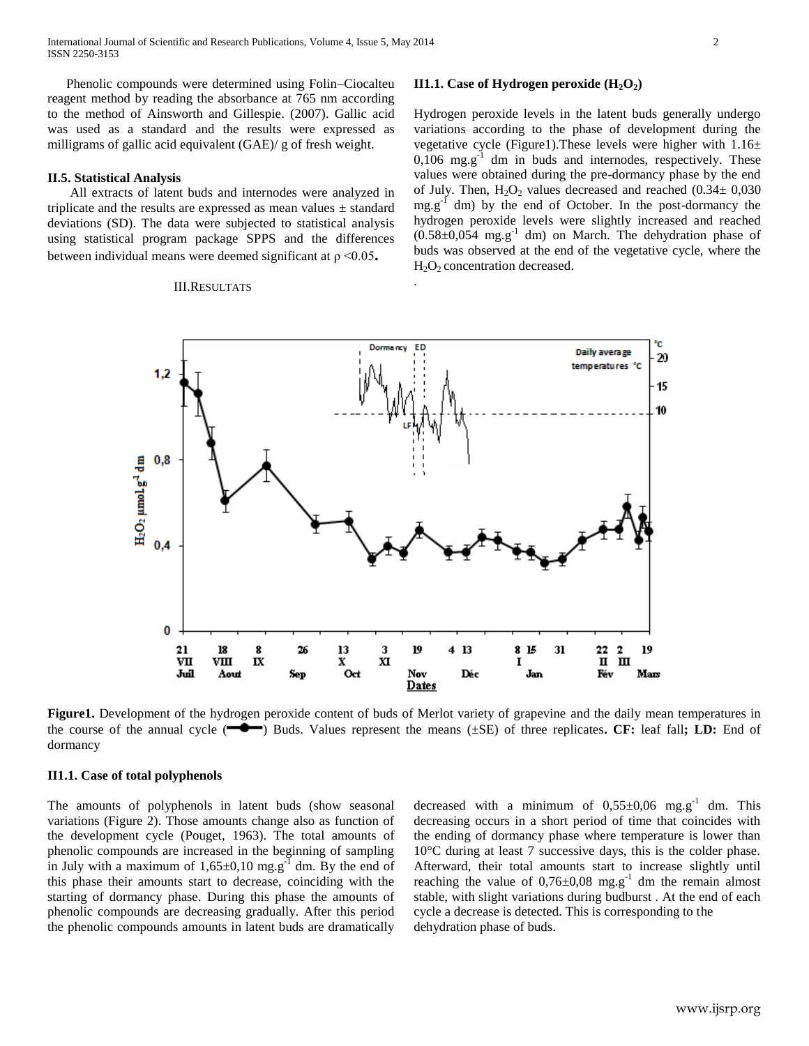Phenolic compounds were determined using Folin–Ciocalteu reagent method by reading the absorbance at 765 nm according to the method of Ainsworth and Gillespie. (2007). Gallic acid was used as a standard and the results were expressed as milligrams of gallic acid equivalent (GAE)/ g of fresh weight.

### II.5. Statistical Analysis

All extracts of latent buds and internodes were analyzed in triplicate and the results are expressed as mean values ± standard deviations (SD). The data were subjected to statistical analysis using statistical program package SPPS and the differences between individual means were deemed significant at $\rho < 0.05$.

## III.RESULTATS

### II1.1. Case of Hydrogen peroxide ($H_2O_2$)

Hydrogen peroxide levels in the latent buds generally undergo variations according to the phase of development during the vegetative cycle (Figure1).These levels were higher with 1.16± 0,106 $mg.g^{-1}$ dm in buds and internodes, respectively. These values were obtained during the pre-dormancy phase by the end of July. Then, $H_2O_2$ values decreased and reached (0.34± 0,030 $mg.g^{-1}$ dm) by the end of October. In the post-dormancy the hydrogen peroxide levels were slightly increased and reached (0.58±0,054 $mg.g^{-1}$ dm) on March. The dehydration phase of buds was observed at the end of the vegetative cycle, where the $H_2O_2$ concentration decreased.

.

**Figure1.** Development of the hydrogen peroxide content of buds of Merlot variety of grapevine and the daily mean temperatures in the course of the annual cycle (—●—) Buds. Values represent the means (±SE) of three replicates**. CF:** leaf fall**; LD:** End of dormancy

### II1.1. Case of total polyphenols

The amounts of polyphenols in latent buds (show seasonal variations (Figure 2). Those amounts change also as function of the development cycle (Pouget, 1963). The total amounts of phenolic compounds are increased in the beginning of sampling in July with a maximum of 1,65±0,10 $mg.g^{-1}$ dm. By the end of this phase their amounts start to decrease, coinciding with the starting of dormancy phase. During this phase the amounts of phenolic compounds are decreasing gradually. After this period the phenolic compounds amounts in latent buds are dramatically decreased with a minimum of 0,55±0,06 $mg.g^{-1}$ dm. This decreasing occurs in a short period of time that coincides with the ending of dormancy phase where temperature is lower than 10°C during at least 7 successive days, this is the colder phase. Afterward, their total amounts start to increase slightly until reaching the value of 0,76±0,08 $mg.g^{-1}$ dm the remain almost stable, with slight variations during budburst . At the end of each cycle a decrease is detected. This is corresponding to the dehydration phase of buds.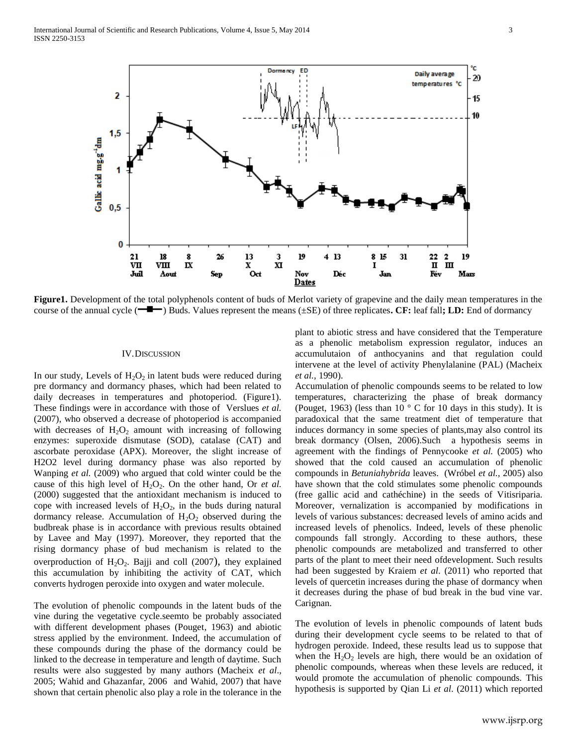Figure1. Development of the total polyphenols content of buds of Merlot variety of grapevine and the daily mean temperatures in the course of the annual cycle (—■—) Buds. Values represent the means (±SE) of three replicates**.** **CF:** leaf fall**;** **LD:** End of dormancy

## IV. Discussion

In our study, Levels of $H_2O_2$ in latent buds were reduced during pre dormancy and dormancy phases, which had been related to daily decreases in temperatures and photoperiod. (Figure1). These findings were in accordance with those of Verslues *et al.* (2007), who observed a decrease of photoperiod is accompanied with decreases of $H_2O_2$ amount with increasing of following enzymes: superoxide dismutase (SOD), catalase (CAT) and ascorbate peroxidase (APX). Moreover, the slight increase of H2O2 level during dormancy phase was also reported by Wanping *et al.* (2009) who argued that cold winter could be the cause of this high level of $H_2O_2$. On the other hand, Or *et al.* (2000) suggested that the antioxidant mechanism is induced to cope with increased levels of $H_2O_2$, in the buds during natural dormancy release. Accumulation of $H_2O_2$ observed during the budbreak phase is in accordance with previous results obtained by Lavee and May (1997). Moreover, they reported that the rising dormancy phase of bud mechanism is related to the overproduction of $H_2O_2$. Bajji and coll (2007), they explained this accumulation by inhibiting the activity of CAT, which converts hydrogen peroxide into oxygen and water molecule.

The evolution of phenolic compounds in the latent buds of the vine during the vegetative cycle.seemto be probably associated with different development phases (Pouget, 1963) and abiotic stress applied by the environment. Indeed, the accumulation of these compounds during the phase of the dormancy could be linked to the decrease in temperature and length of daytime. Such results were also suggested by many authors (Macheix *et al*., 2005; Wahid and Ghazanfar, 2006 and Wahid, 2007) that have shown that certain phenolic also play a role in the tolerance in the plant to abiotic stress and have considered that the Temperature as a phenolic metabolism expression regulator, induces an accumulutaion of anthocyanins and that regulation could intervene at the level of activity Phenylalanine (PAL) (Macheix *et al.,* 1990).

Accumulation of phenolic compounds seems to be related to low temperatures, characterizing the phase of break dormancy (Pouget, 1963) (less than 10 ° C for 10 days in this study). It is paradoxical that the same treatment diet of temperature that induces dormancy in some species of plants,may also control its break dormancy (Olsen, 2006).Such a hypothesis seems in agreement with the findings of Pennycooke *et al.* (2005) who showed that the cold caused an accumulation of phenolic compounds in *Betuniahybrida* leaves. (Wróbel *et al.,* 2005) also have shown that the cold stimulates some phenolic compounds (free gallic acid and cathéchine) in the seeds of Vitisriparia. Moreover, vernalization is accompanied by modifications in levels of various substances: decreased levels of amino acids and increased levels of phenolics. Indeed, levels of these phenolic compounds fall strongly. According to these authors, these phenolic compounds are metabolized and transferred to other parts of the plant to meet their need ofdevelopment. Such results had been suggested by Kraiem *et al*. (2011) who reported that levels of quercetin increases during the phase of dormancy when it decreases during the phase of bud break in the bud vine var. Carignan.

The evolution of levels in phenolic compounds of latent buds during their development cycle seems to be related to that of hydrogen peroxide. Indeed, these results lead us to suppose that when the $H_2O_2$ levels are high, there would be an oxidation of phenolic compounds, whereas when these levels are reduced, it would promote the accumulation of phenolic compounds. This hypothesis is supported by Qian Li *et al*. (2011) which reported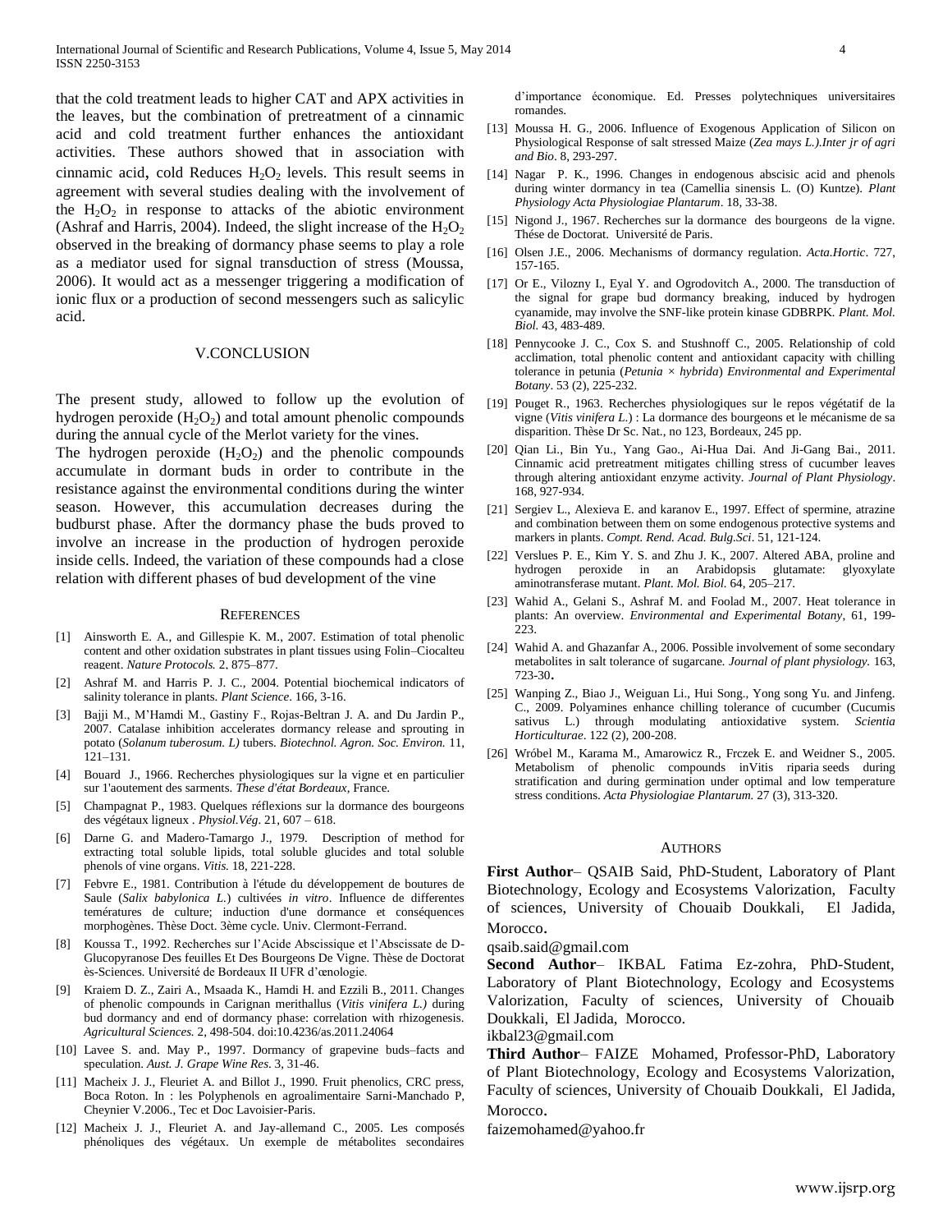that the cold treatment leads to higher CAT and APX activities in the leaves, but the combination of pretreatment of a cinnamic acid and cold treatment further enhances the antioxidant activities. These authors showed that in association with cinnamic acid, cold Reduces $H_2O_2$ levels. This result seems in agreement with several studies dealing with the involvement of the $H_2O_2$ in response to attacks of the abiotic environment (Ashraf and Harris, 2004). Indeed, the slight increase of the $H_2O_2$ observed in the breaking of dormancy phase seems to play a role as a mediator used for signal transduction of stress (Moussa, 2006). It would act as a messenger triggering a modification of ionic flux or a production of second messengers such as salicylic acid.

## V.CONCLUSION

The present study, allowed to follow up the evolution of hydrogen peroxide ($H_2O_2$) and total amount phenolic compounds during the annual cycle of the Merlot variety for the vines.

The hydrogen peroxide ($H_2O_2$) and the phenolic compounds accumulate in dormant buds in order to contribute in the resistance against the environmental conditions during the winter season. However, this accumulation decreases during the budburst phase. After the dormancy phase the buds proved to involve an increase in the production of hydrogen peroxide inside cells. Indeed, the variation of these compounds had a close relation with different phases of bud development of the vine

## REFERENCES

[1] Ainsworth E. A., and Gillespie K. M., 2007. Estimation of total phenolic content and other oxidation substrates in plant tissues using Folin–Ciocalteu reagent. *Nature Protocols.* 2, 875–877.

[2] Ashraf M. and Harris P. J. C., 2004. Potential biochemical indicators of salinity tolerance in plants. *Plant Science*. 166, 3-16.

[3] Bajji M., M'Hamdi M., Gastiny F., Rojas-Beltran J. A. and Du Jardin P., 2007. Catalase inhibition accelerates dormancy release and sprouting in potato (*Solanum tuberosum. L)* tubers. *Biotechnol. Agron. Soc. Environ.* 11, 121–131.

[4] Bouard J., 1966. Recherches physiologiques sur la vigne et en particulier sur 1'aoutement des sarments. *These d'état Bordeaux*, France.

[5] Champagnat P., 1983. Quelques réflexions sur la dormance des bourgeons des végétaux ligneux . *Physiol.Vég*. 21, 607 – 618.

[6] Darne G. and Madero-Tamargo J., 1979. Description of method for extracting total soluble lipids, total soluble glucides and total soluble phenols of vine organs. *Vitis.* 18, 221-228.

[7] Febvre E., 1981. Contribution à l'étude du développement de boutures de Saule (*Salix babylonica L.*) cultivées *in vitro*. Influence de differentes temératures de culture; induction d'une dormance et conséquences morphogènes. Thèse Doct. 3ème cycle. Univ. Clermont-Ferrand.

[8] Koussa T., 1992. Recherches sur l'Acide Abscissique et l'Abscissate de D-Glucopyranose Des feuilles Et Des Bourgeons De Vigne. Thèse de Doctorat ès-Sciences. Université de Bordeaux II UFR d'œnologie.

[9] Kraiem D. Z., Zairi A., Msaada K., Hamdi H. and Ezzili B., 2011. Changes of phenolic compounds in Carignan merithallus (*Vitis vinifera L.)* during bud dormancy and end of dormancy phase: correlation with rhizogenesis. *Agricultural Sciences.* 2, 498-504. doi:10.4236/as.2011.24064

[10] Lavee S. and. May P., 1997. Dormancy of grapevine buds–facts and speculation. *Aust. J. Grape Wine Res*. 3, 31-46.

[11] Macheix J. J., Fleuriet A. and Billot J., 1990. Fruit phenolics, CRC press, Boca Roton. In : les Polyphenols en agroalimentaire Sarni-Manchado P, Cheynier V.2006., Tec et Doc Lavoisier-Paris.

[12] Macheix J. J., Fleuriet A. and Jay-allemand C., 2005. Les composés phénoliques des végétaux. Un exemple de métabolites secondaires d'importance économique. Ed. Presses polytechniques universitaires romandes.

[13] Moussa H. G., 2006. Influence of Exogenous Application of Silicon on Physiological Response of salt stressed Maize (*Zea mays L.).Inter jr of agri and Bio*. 8, 293-297.

[14] Nagar P. K., 1996. Changes in endogenous abscisic acid and phenols during winter dormancy in tea (Camellia sinensis L. (O) Kuntze). *Plant Physiology Acta Physiologiae Plantarum*. 18, 33-38.

[15] Nigond J., 1967. Recherches sur la dormance des bourgeons de la vigne. Thése de Doctorat. Université de Paris.

[16] Olsen J.E., 2006. Mechanisms of dormancy regulation. *Acta.Hortic*. 727, 157-165.

[17] Or E., Vilozny I., Eyal Y. and Ogrodovitch A., 2000. The transduction of the signal for grape bud dormancy breaking, induced by hydrogen cyanamide, may involve the SNF-like protein kinase GDBRPK. *Plant. Mol. Biol.* 43, 483-489.

[18] Pennycooke J. C., Cox S. and Stushnoff C., 2005. Relationship of cold acclimation, total phenolic content and antioxidant capacity with chilling tolerance in petunia (*Petunia × hybrida*) *Environmental and Experimental Botany*. 53 (2), 225-232.

[19] Pouget R., 1963. Recherches physiologiques sur le repos végétatif de la vigne (*Vitis vinifera L*.) : La dormance des bourgeons et le mécanisme de sa disparition. Thèse Dr Sc. Nat., no 123, Bordeaux, 245 pp.

[20] Qian Li., Bin Yu., Yang Gao., Ai-Hua Dai. And Ji-Gang Bai., 2011. Cinnamic acid pretreatment mitigates chilling stress of cucumber leaves through altering antioxidant enzyme activity. *Journal of Plant Physiology*. 168, 927-934.

[21] Sergiev L., Alexieva E. and karanov E., 1997. Effect of spermine, atrazine and combination between them on some endogenous protective systems and markers in plants. *Compt. Rend. Acad. Bulg.Sci*. 51, 121-124.

[22] Verslues P. E., Kim Y. S. and Zhu J. K., 2007. Altered ABA, proline and hydrogen peroxide in an Arabidopsis glutamate: glyoxylate aminotransferase mutant. *Plant. Mol. Biol.* 64, 205–217.

[23] Wahid A., Gelani S., Ashraf M. and Foolad M., 2007. Heat tolerance in plants: An overview. *Environmental and Experimental Botany*, 61, 199-223.

[24] Wahid A. and Ghazanfar A., 2006. Possible involvement of some secondary metabolites in salt tolerance of sugarcane. *Journal of plant physiology.* 163, 723-30.

[25] Wanping Z., Biao J., Weiguan Li., Hui Song., Yong song Yu. and Jinfeng. C., 2009. Polyamines enhance chilling tolerance of cucumber (Cucumis sativus L.) through modulating antioxidative system. *Scientia Horticulturae*. 122 (2), 200-208.

[26] Wróbel M., Karama M., Amarowicz R., Frczek E. and Weidner S., 2005. Metabolism of phenolic compounds inVitis riparia seeds during stratification and during germination under optimal and low temperature stress conditions. *Acta Physiologiae Plantarum.* 27 (3), 313-320.

## AUTHORS

**First Author**– QSAIB Said, PhD-Student, Laboratory of Plant Biotechnology, Ecology and Ecosystems Valorization, Faculty of sciences, University of Chouaib Doukkali, El Jadida, Morocco.

qsaib.said@gmail.com

**Second Author**– IKBAL Fatima Ez-zohra, PhD-Student, Laboratory of Plant Biotechnology, Ecology and Ecosystems Valorization, Faculty of sciences, University of Chouaib Doukkali, El Jadida, Morocco.

ikbal23@gmail.com

**Third Author**– FAIZE Mohamed, Professor-PhD, Laboratory of Plant Biotechnology, Ecology and Ecosystems Valorization, Faculty of sciences, University of Chouaib Doukkali, El Jadida, Morocco.

faizemohamed@yahoo.fr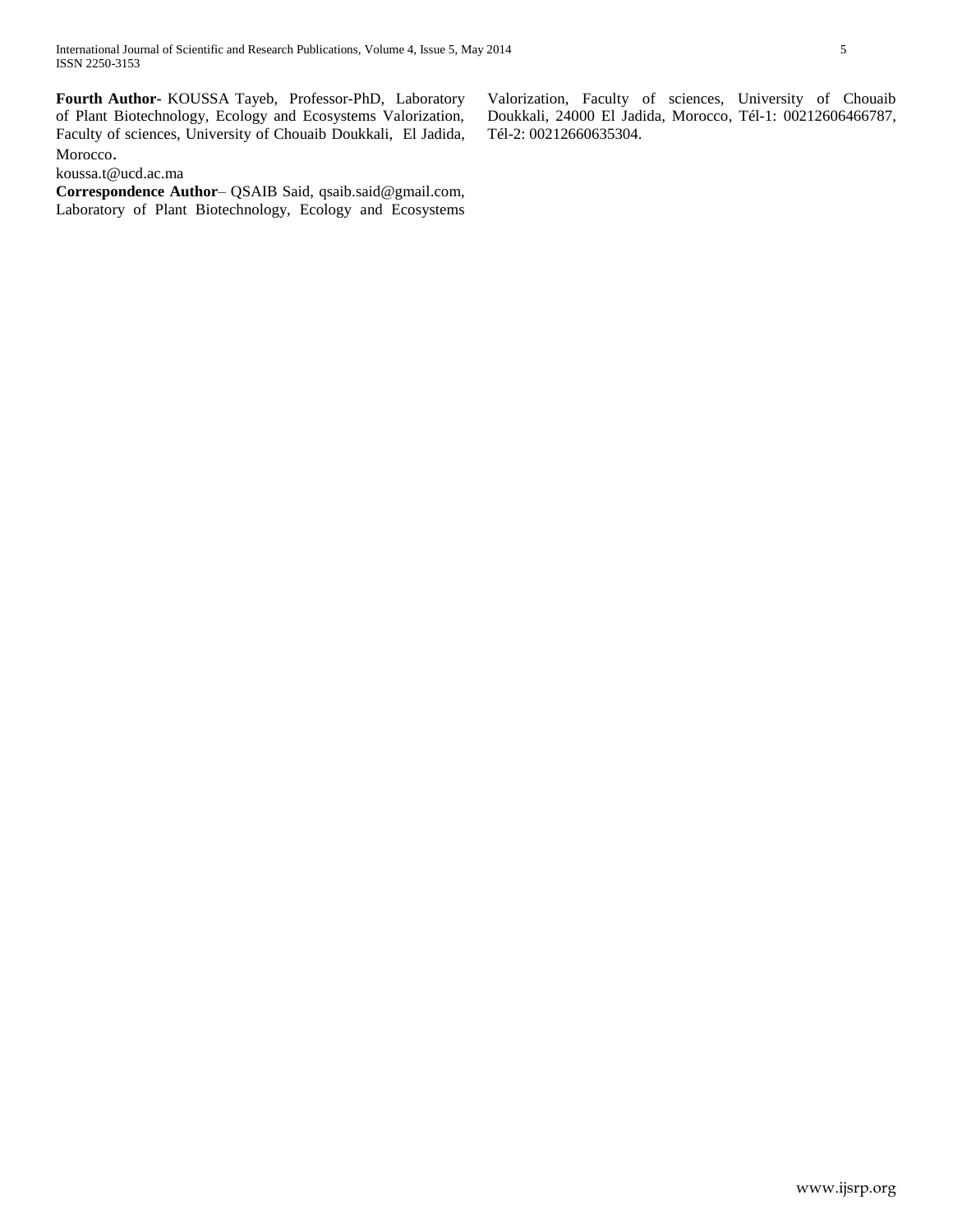**Fourth Author-** KOUSSA Tayeb, Professor-PhD, Laboratory of Plant Biotechnology, Ecology and Ecosystems Valorization, Faculty of sciences, University of Chouaib Doukkali, El Jadida, Morocco.
koussa.t@ucd.ac.ma

**Correspondence Author**– QSAIB Said, qsaib.said@gmail.com, Laboratory of Plant Biotechnology, Ecology and Ecosystems Valorization, Faculty of sciences, University of Chouaib Doukkali, 24000 El Jadida, Morocco, Tél-1: 00212606466787, Tél-2: 00212660635304.